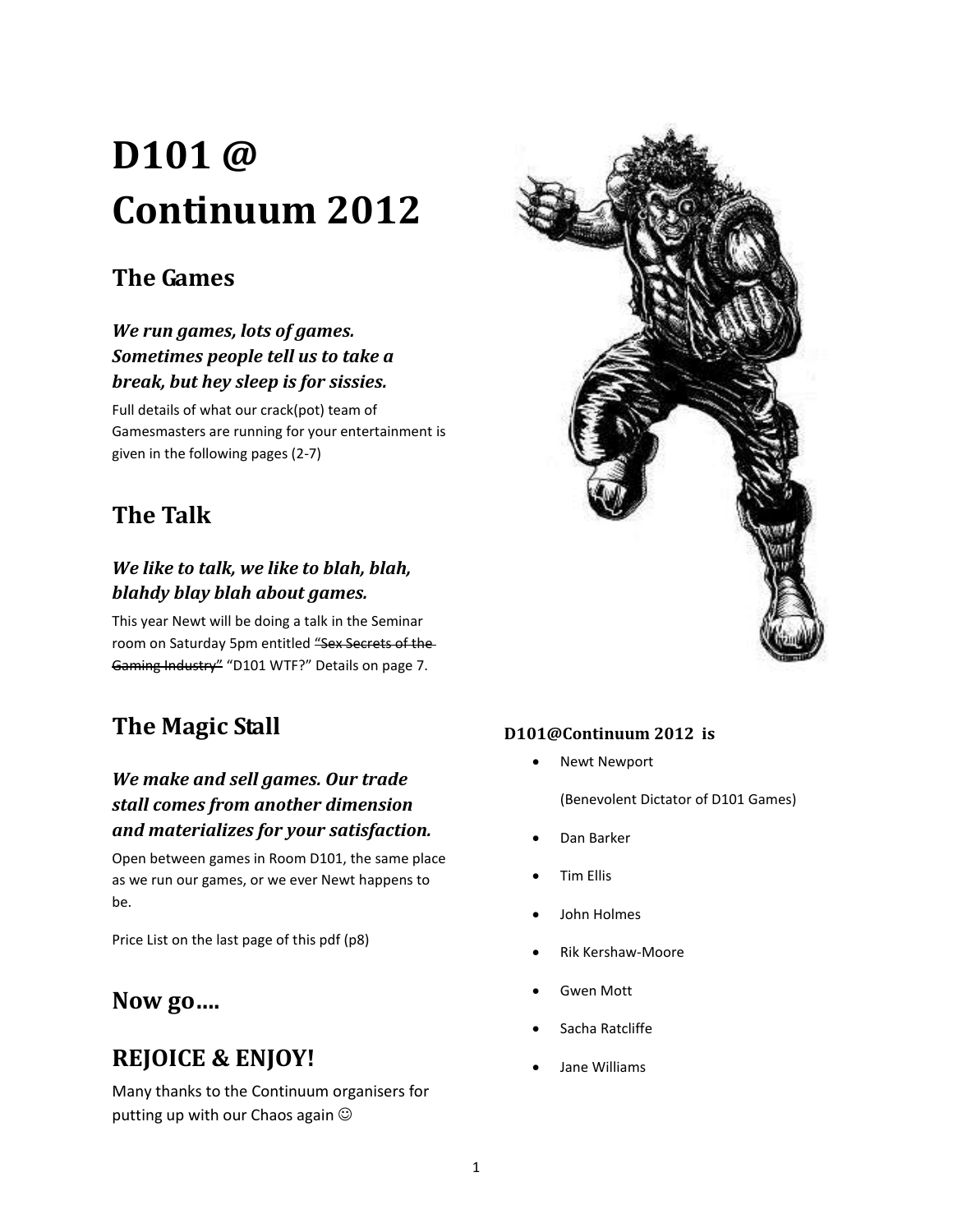# D101 @ Continuum 2012

## The Games

***We run games, lots of games. Sometimes people tell us to take a break, but hey sleep is for sissies.***

Full details of what our crack(pot) team of Gamesmasters are running for your entertainment is given in the following pages (2-7)

## The Talk

***We like to talk, we like to blah, blah, blahdy blay blah about games.***

This year Newt will be doing a talk in the Seminar room on Saturday 5pm entitled ~~"Sex Secrets of the Gaming Industry"~~ "D101 WTF?" Details on page 7.

## The Magic Stall

***We make and sell games. Our trade stall comes from another dimension and materializes for your satisfaction.***

Open between games in Room D101, the same place as we run our games, or we ever Newt happens to be.

Price List on the last page of this pdf (p8)

## Now go….

## REJOICE & ENJOY!

Many thanks to the Continuum organisers for putting up with our Chaos again ☺

**D101@Continuum 2012 is**

- Newt Newport

  (Benevolent Dictator of D101 Games)
- Dan Barker
- Tim Ellis
- John Holmes
- Rik Kershaw-Moore
- Gwen Mott
- Sacha Ratcliffe
- Jane Williams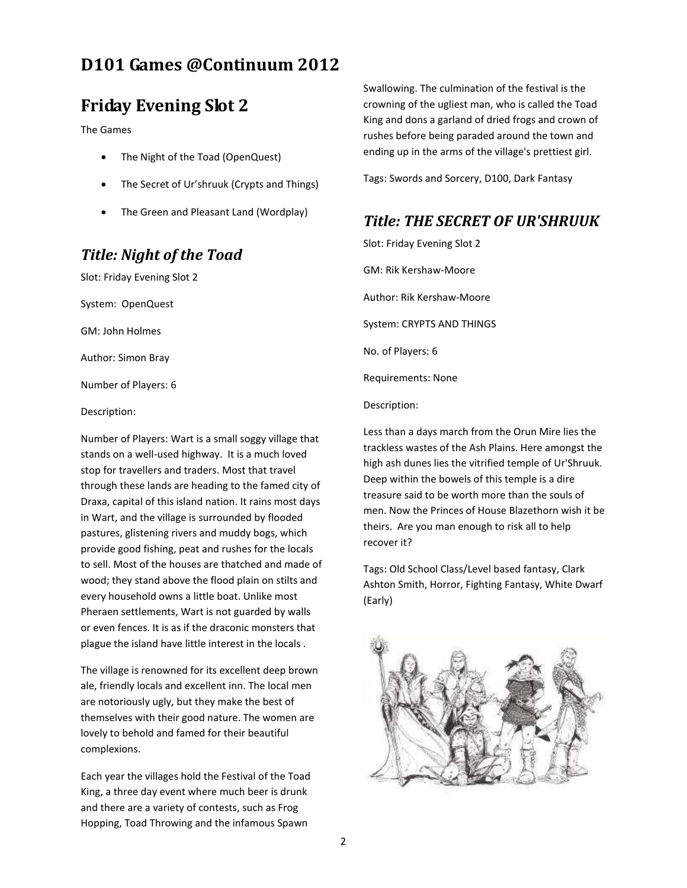# D101 Games @Continuum 2012

# Friday Evening Slot 2

The Games

- The Night of the Toad (OpenQuest)
- The Secret of Ur'shruuk (Crypts and Things)
- The Green and Pleasant Land (Wordplay)

## *Title: Night of the Toad*

Slot: Friday Evening Slot 2

System: OpenQuest

GM: John Holmes

Author: Simon Bray

Number of Players: 6

Description:

Number of Players: Wart is a small soggy village that stands on a well-used highway. It is a much loved stop for travellers and traders. Most that travel through these lands are heading to the famed city of Draxa, capital of this island nation. It rains most days in Wart, and the village is surrounded by flooded pastures, glistening rivers and muddy bogs, which provide good fishing, peat and rushes for the locals to sell. Most of the houses are thatched and made of wood; they stand above the flood plain on stilts and every household owns a little boat. Unlike most Pheraen settlements, Wart is not guarded by walls or even fences. It is as if the draconic monsters that plague the island have little interest in the locals .

The village is renowned for its excellent deep brown ale, friendly locals and excellent inn. The local men are notoriously ugly, but they make the best of themselves with their good nature. The women are lovely to behold and famed for their beautiful complexions.

Each year the villages hold the Festival of the Toad King, a three day event where much beer is drunk and there are a variety of contests, such as Frog Hopping, Toad Throwing and the infamous Spawn Swallowing. The culmination of the festival is the crowning of the ugliest man, who is called the Toad King and dons a garland of dried frogs and crown of rushes before being paraded around the town and ending up in the arms of the village's prettiest girl.

Tags: Swords and Sorcery, D100, Dark Fantasy

## *Title: THE SECRET OF UR'SHRUUK*

Slot: Friday Evening Slot 2

GM: Rik Kershaw-Moore

Author: Rik Kershaw-Moore

System: CRYPTS AND THINGS

No. of Players: 6

Requirements: None

Description:

Less than a days march from the Orun Mire lies the trackless wastes of the Ash Plains. Here amongst the high ash dunes lies the vitrified temple of Ur'Shruuk. Deep within the bowels of this temple is a dire treasure said to be worth more than the souls of men. Now the Princes of House Blazethorn wish it be theirs. Are you man enough to risk all to help recover it?

Tags: Old School Class/Level based fantasy, Clark Ashton Smith, Horror, Fighting Fantasy, White Dwarf (Early)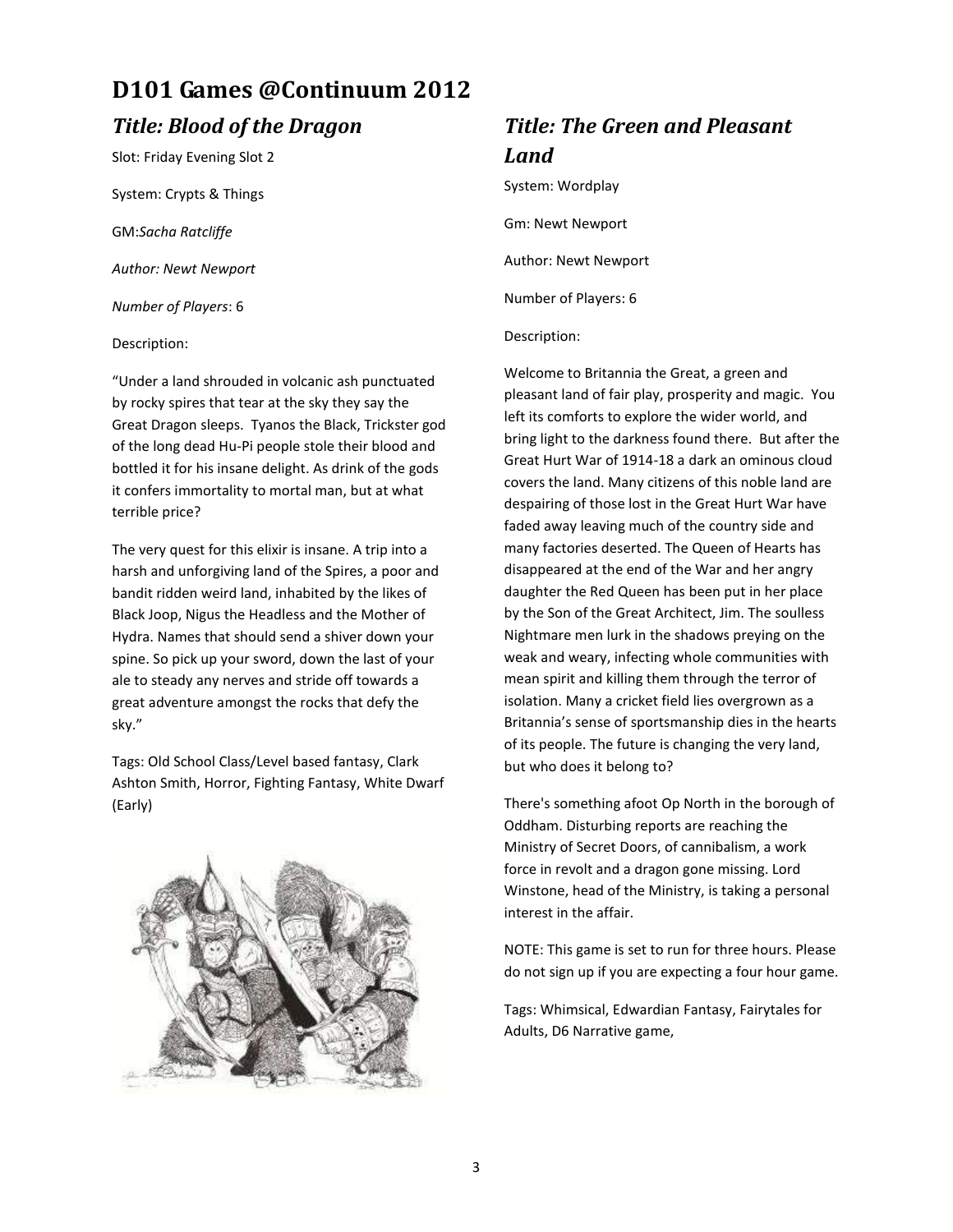# D101 Games @Continuum 2012

## *Title: Blood of the Dragon*

Slot: Friday Evening Slot 2

System: Crypts & Things

GM:*Sacha Ratcliffe*

*Author: Newt Newport*

*Number of Players*: 6

Description:

"Under a land shrouded in volcanic ash punctuated by rocky spires that tear at the sky they say the Great Dragon sleeps. Tyanos the Black, Trickster god of the long dead Hu-Pi people stole their blood and bottled it for his insane delight. As drink of the gods it confers immortality to mortal man, but at what terrible price?

The very quest for this elixir is insane. A trip into a harsh and unforgiving land of the Spires, a poor and bandit ridden weird land, inhabited by the likes of Black Joop, Nigus the Headless and the Mother of Hydra. Names that should send a shiver down your spine. So pick up your sword, down the last of your ale to steady any nerves and stride off towards a great adventure amongst the rocks that defy the sky."

Tags: Old School Class/Level based fantasy, Clark Ashton Smith, Horror, Fighting Fantasy, White Dwarf (Early)

## *Title: The Green and Pleasant Land*

System: Wordplay

Gm: Newt Newport

Author: Newt Newport

Number of Players: 6

Description:

Welcome to Britannia the Great, a green and pleasant land of fair play, prosperity and magic. You left its comforts to explore the wider world, and bring light to the darkness found there. But after the Great Hurt War of 1914-18 a dark an ominous cloud covers the land. Many citizens of this noble land are despairing of those lost in the Great Hurt War have faded away leaving much of the country side and many factories deserted. The Queen of Hearts has disappeared at the end of the War and her angry daughter the Red Queen has been put in her place by the Son of the Great Architect, Jim. The soulless Nightmare men lurk in the shadows preying on the weak and weary, infecting whole communities with mean spirit and killing them through the terror of isolation. Many a cricket field lies overgrown as a Britannia's sense of sportsmanship dies in the hearts of its people. The future is changing the very land, but who does it belong to?

There's something afoot Op North in the borough of Oddham. Disturbing reports are reaching the Ministry of Secret Doors, of cannibalism, a work force in revolt and a dragon gone missing. Lord Winstone, head of the Ministry, is taking a personal interest in the affair.

NOTE: This game is set to run for three hours. Please do not sign up if you are expecting a four hour game.

Tags: Whimsical, Edwardian Fantasy, Fairytales for Adults, D6 Narrative game,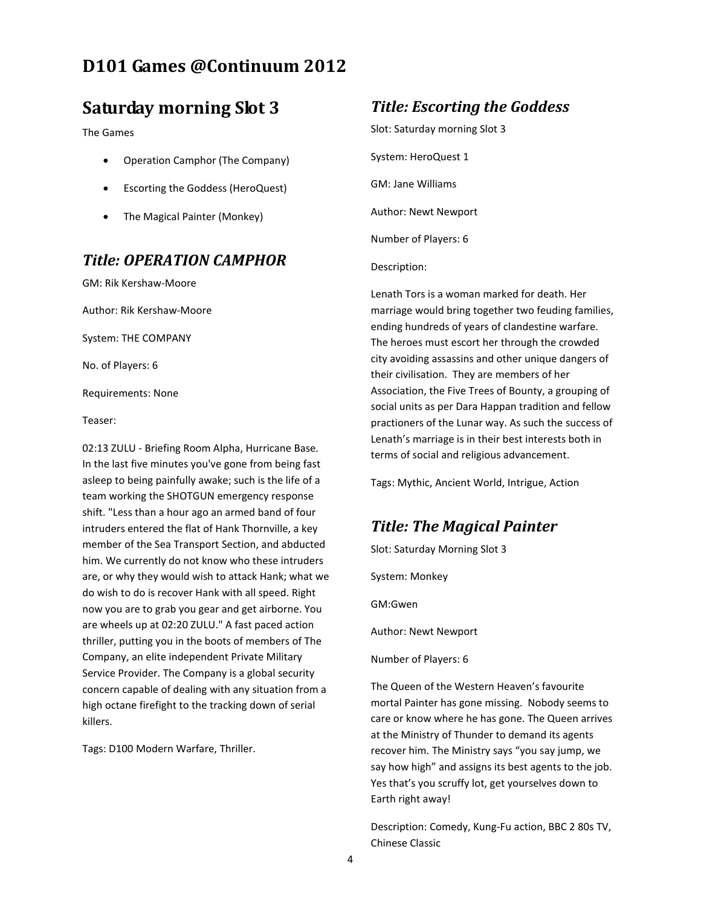# D101 Games @Continuum 2012

## Saturday morning Slot 3

The Games

- Operation Camphor (The Company)
- Escorting the Goddess (HeroQuest)
- The Magical Painter (Monkey)

### *Title: OPERATION CAMPHOR*

GM: Rik Kershaw-Moore

Author: Rik Kershaw-Moore

System: THE COMPANY

No. of Players: 6

Requirements: None

Teaser:

02:13 ZULU - Briefing Room Alpha, Hurricane Base. In the last five minutes you've gone from being fast asleep to being painfully awake; such is the life of a team working the SHOTGUN emergency response shift. "Less than a hour ago an armed band of four intruders entered the flat of Hank Thornville, a key member of the Sea Transport Section, and abducted him. We currently do not know who these intruders are, or why they would wish to attack Hank; what we do wish to do is recover Hank with all speed. Right now you are to grab you gear and get airborne. You are wheels up at 02:20 ZULU." A fast paced action thriller, putting you in the boots of members of The Company, an elite independent Private Military Service Provider. The Company is a global security concern capable of dealing with any situation from a high octane firefight to the tracking down of serial killers.

Tags: D100 Modern Warfare, Thriller.

### *Title: Escorting the Goddess*

Slot: Saturday morning Slot 3

System: HeroQuest 1

GM: Jane Williams

Author: Newt Newport

Number of Players: 6

Description:

Lenath Tors is a woman marked for death. Her marriage would bring together two feuding families, ending hundreds of years of clandestine warfare. The heroes must escort her through the crowded city avoiding assassins and other unique dangers of their civilisation. They are members of her Association, the Five Trees of Bounty, a grouping of social units as per Dara Happan tradition and fellow practioners of the Lunar way. As such the success of Lenath's marriage is in their best interests both in terms of social and religious advancement.

Tags: Mythic, Ancient World, Intrigue, Action

### *Title: The Magical Painter*

Slot: Saturday Morning Slot 3

System: Monkey

GM:Gwen

Author: Newt Newport

Number of Players: 6

The Queen of the Western Heaven's favourite mortal Painter has gone missing. Nobody seems to care or know where he has gone. The Queen arrives at the Ministry of Thunder to demand its agents recover him. The Ministry says "you say jump, we say how high" and assigns its best agents to the job. Yes that's you scruffy lot, get yourselves down to Earth right away!

Description: Comedy, Kung-Fu action, BBC 2 80s TV, Chinese Classic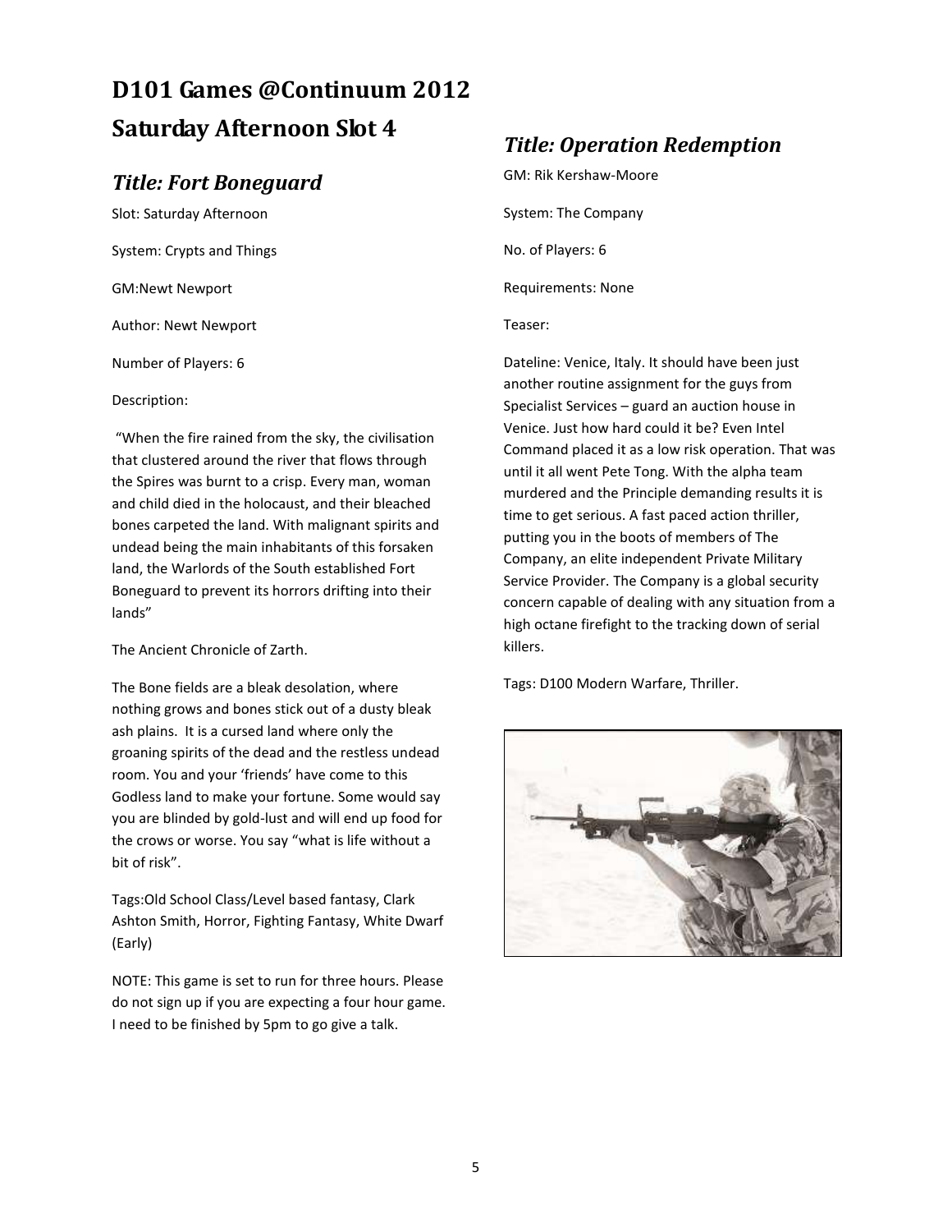# D101 Games @Continuum 2012

# Saturday Afternoon Slot 4

## *Title: Fort Boneguard*

Slot: Saturday Afternoon

System: Crypts and Things

GM:Newt Newport

Author: Newt Newport

Number of Players: 6

Description:

"When the fire rained from the sky, the civilisation that clustered around the river that flows through the Spires was burnt to a crisp. Every man, woman and child died in the holocaust, and their bleached bones carpeted the land. With malignant spirits and undead being the main inhabitants of this forsaken land, the Warlords of the South established Fort Boneguard to prevent its horrors drifting into their lands"

The Ancient Chronicle of Zarth.

The Bone fields are a bleak desolation, where nothing grows and bones stick out of a dusty bleak ash plains. It is a cursed land where only the groaning spirits of the dead and the restless undead room. You and your 'friends' have come to this Godless land to make your fortune. Some would say you are blinded by gold-lust and will end up food for the crows or worse. You say "what is life without a bit of risk".

Tags:Old School Class/Level based fantasy, Clark Ashton Smith, Horror, Fighting Fantasy, White Dwarf (Early)

NOTE: This game is set to run for three hours. Please do not sign up if you are expecting a four hour game. I need to be finished by 5pm to go give a talk.

## *Title: Operation Redemption*

GM: Rik Kershaw-Moore

System: The Company

No. of Players: 6

Requirements: None

Teaser:

Dateline: Venice, Italy. It should have been just another routine assignment for the guys from Specialist Services – guard an auction house in Venice. Just how hard could it be? Even Intel Command placed it as a low risk operation. That was until it all went Pete Tong. With the alpha team murdered and the Principle demanding results it is time to get serious. A fast paced action thriller, putting you in the boots of members of The Company, an elite independent Private Military Service Provider. The Company is a global security concern capable of dealing with any situation from a high octane firefight to the tracking down of serial killers.

Tags: D100 Modern Warfare, Thriller.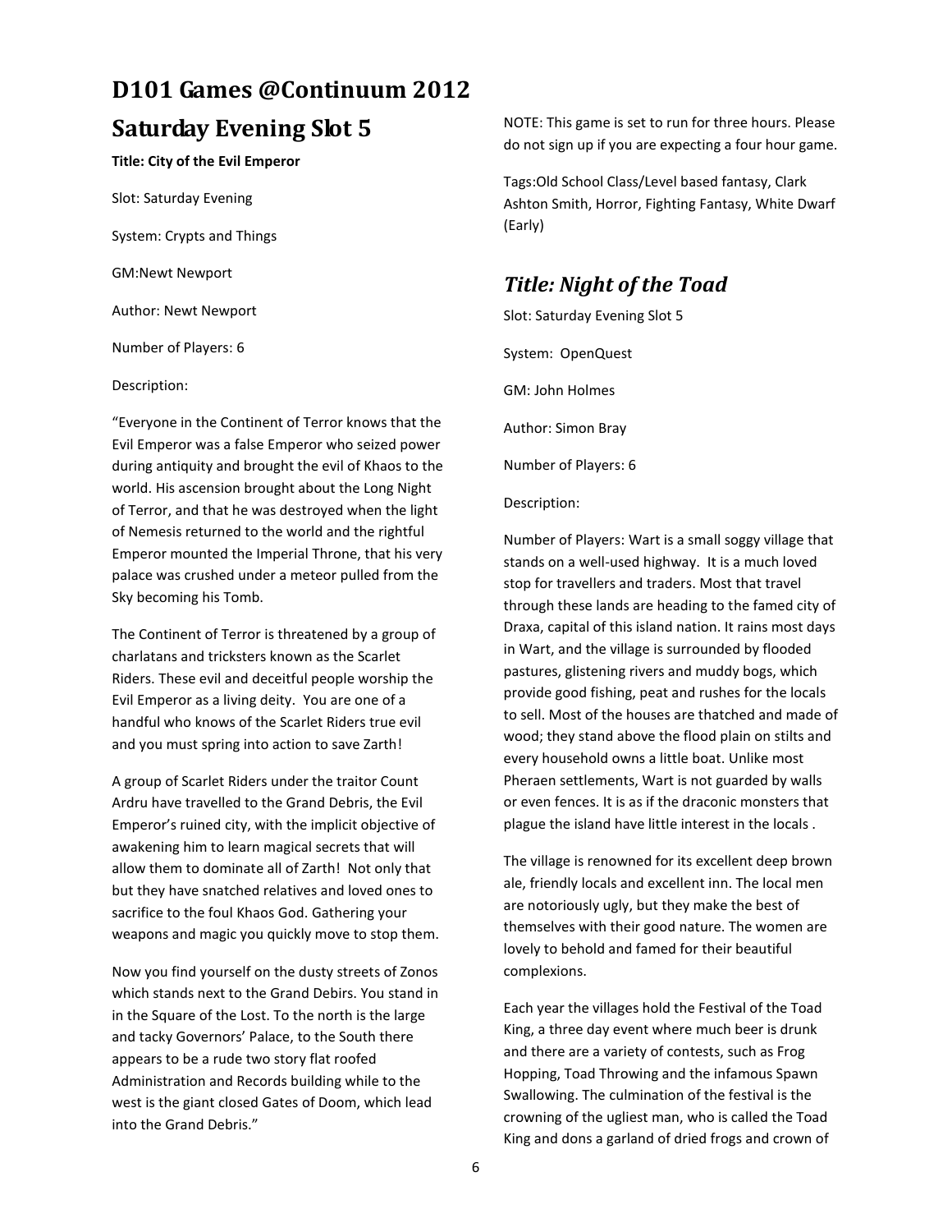# D101 Games @Continuum 2012

# Saturday Evening Slot 5

**Title: City of the Evil Emperor**

Slot: Saturday Evening

System: Crypts and Things

GM:Newt Newport

Author: Newt Newport

Number of Players: 6

Description:

"Everyone in the Continent of Terror knows that the Evil Emperor was a false Emperor who seized power during antiquity and brought the evil of Khaos to the world. His ascension brought about the Long Night of Terror, and that he was destroyed when the light of Nemesis returned to the world and the rightful Emperor mounted the Imperial Throne, that his very palace was crushed under a meteor pulled from the Sky becoming his Tomb.

The Continent of Terror is threatened by a group of charlatans and tricksters known as the Scarlet Riders. These evil and deceitful people worship the Evil Emperor as a living deity. You are one of a handful who knows of the Scarlet Riders true evil and you must spring into action to save Zarth!

A group of Scarlet Riders under the traitor Count Ardru have travelled to the Grand Debris, the Evil Emperor's ruined city, with the implicit objective of awakening him to learn magical secrets that will allow them to dominate all of Zarth! Not only that but they have snatched relatives and loved ones to sacrifice to the foul Khaos God. Gathering your weapons and magic you quickly move to stop them.

Now you find yourself on the dusty streets of Zonos which stands next to the Grand Debirs. You stand in in the Square of the Lost. To the north is the large and tacky Governors' Palace, to the South there appears to be a rude two story flat roofed Administration and Records building while to the west is the giant closed Gates of Doom, which lead into the Grand Debris."

NOTE: This game is set to run for three hours. Please do not sign up if you are expecting a four hour game.

Tags:Old School Class/Level based fantasy, Clark Ashton Smith, Horror, Fighting Fantasy, White Dwarf (Early)

## *Title: Night of the Toad*

Slot: Saturday Evening Slot 5

System: OpenQuest

GM: John Holmes

Author: Simon Bray

Number of Players: 6

Description:

Number of Players: Wart is a small soggy village that stands on a well-used highway. It is a much loved stop for travellers and traders. Most that travel through these lands are heading to the famed city of Draxa, capital of this island nation. It rains most days in Wart, and the village is surrounded by flooded pastures, glistening rivers and muddy bogs, which provide good fishing, peat and rushes for the locals to sell. Most of the houses are thatched and made of wood; they stand above the flood plain on stilts and every household owns a little boat. Unlike most Pheraen settlements, Wart is not guarded by walls or even fences. It is as if the draconic monsters that plague the island have little interest in the locals .

The village is renowned for its excellent deep brown ale, friendly locals and excellent inn. The local men are notoriously ugly, but they make the best of themselves with their good nature. The women are lovely to behold and famed for their beautiful complexions.

Each year the villages hold the Festival of the Toad King, a three day event where much beer is drunk and there are a variety of contests, such as Frog Hopping, Toad Throwing and the infamous Spawn Swallowing. The culmination of the festival is the crowning of the ugliest man, who is called the Toad King and dons a garland of dried frogs and crown of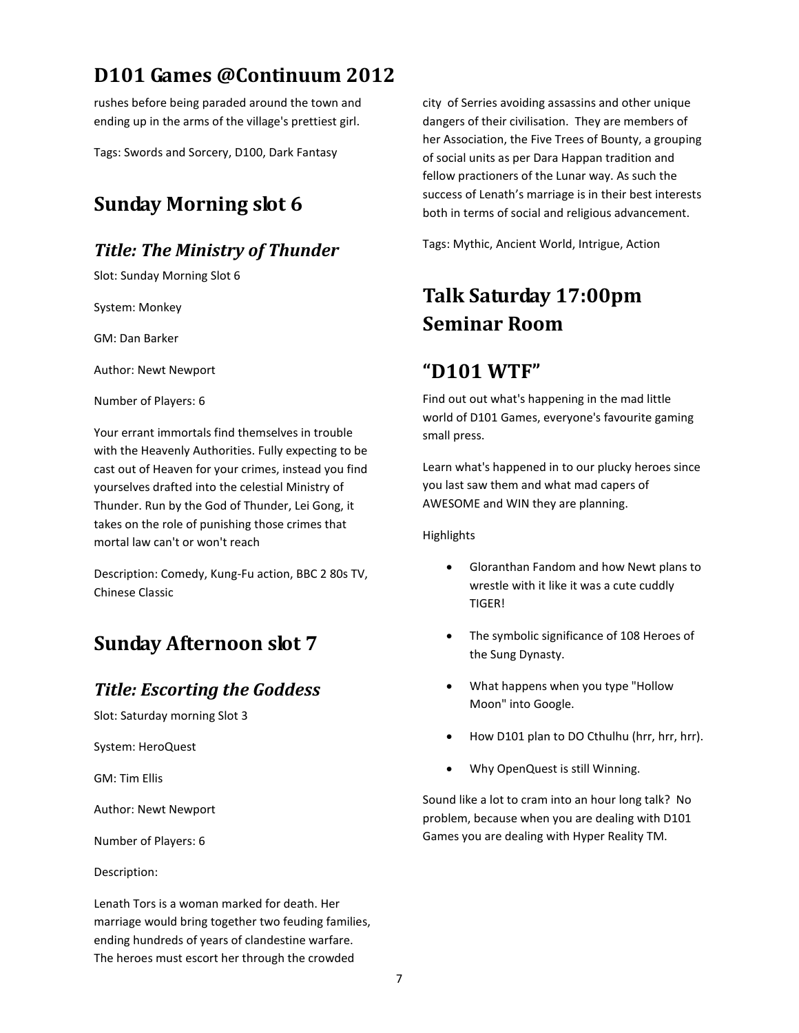# D101 Games @Continuum 2012

rushes before being paraded around the town and ending up in the arms of the village's prettiest girl.

Tags: Swords and Sorcery, D100, Dark Fantasy

## Sunday Morning slot 6

### *Title: The Ministry of Thunder*

Slot: Sunday Morning Slot 6

System: Monkey

GM: Dan Barker

Author: Newt Newport

Number of Players: 6

Your errant immortals find themselves in trouble with the Heavenly Authorities. Fully expecting to be cast out of Heaven for your crimes, instead you find yourselves drafted into the celestial Ministry of Thunder. Run by the God of Thunder, Lei Gong, it takes on the role of punishing those crimes that mortal law can't or won't reach

Description: Comedy, Kung-Fu action, BBC 2 80s TV, Chinese Classic

## Sunday Afternoon slot 7

### *Title: Escorting the Goddess*

Slot: Saturday morning Slot 3

System: HeroQuest

GM: Tim Ellis

Author: Newt Newport

Number of Players: 6

Description:

Lenath Tors is a woman marked for death. Her marriage would bring together two feuding families, ending hundreds of years of clandestine warfare. The heroes must escort her through the crowded city of Serries avoiding assassins and other unique dangers of their civilisation. They are members of her Association, the Five Trees of Bounty, a grouping of social units as per Dara Happan tradition and fellow practioners of the Lunar way. As such the success of Lenath's marriage is in their best interests both in terms of social and religious advancement.

Tags: Mythic, Ancient World, Intrigue, Action

## Talk Saturday 17:00pm Seminar Room

## "D101 WTF"

Find out out what's happening in the mad little world of D101 Games, everyone's favourite gaming small press.

Learn what's happened in to our plucky heroes since you last saw them and what mad capers of AWESOME and WIN they are planning.

Highlights

- Gloranthan Fandom and how Newt plans to wrestle with it like it was a cute cuddly TIGER!
- The symbolic significance of 108 Heroes of the Sung Dynasty.
- What happens when you type "Hollow Moon" into Google.
- How D101 plan to DO Cthulhu (hrr, hrr, hrr).
- Why OpenQuest is still Winning.

Sound like a lot to cram into an hour long talk? No problem, because when you are dealing with D101 Games you are dealing with Hyper Reality TM.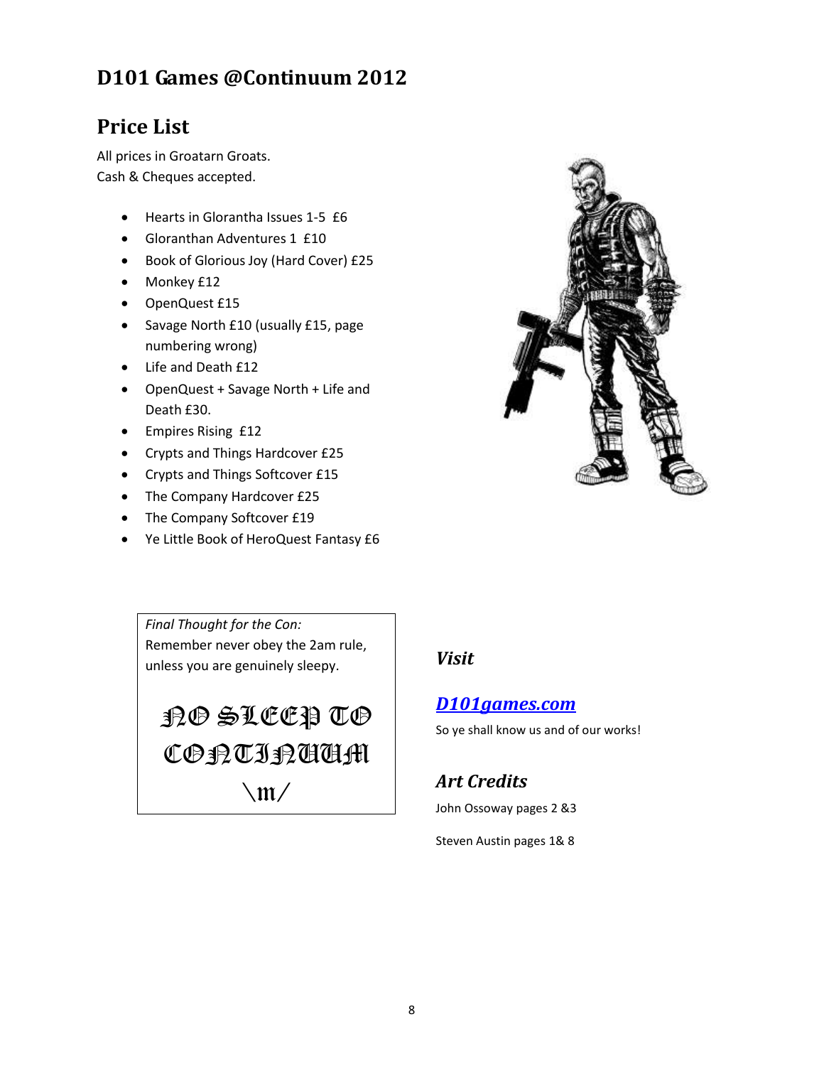## D101 Games @Continuum 2012

## Price List

All prices in Groatarn Groats.
Cash & Cheques accepted.

- Hearts in Glorantha Issues 1-5 £6
- Gloranthan Adventures 1 £10
- Book of Glorious Joy (Hard Cover) £25
- Monkey £12
- OpenQuest £15
- Savage North £10 (usually £15, page numbering wrong)
- Life and Death £12
- OpenQuest + Savage North + Life and Death £30.
- Empires Rising £12
- Crypts and Things Hardcover £25
- Crypts and Things Softcover £15
- The Company Hardcover £25
- The Company Softcover £19
- Ye Little Book of HeroQuest Fantasy £6

*Final Thought for the Con:*
Remember never obey the 2am rule, unless you are genuinely sleepy.

**NO SLEEP TO CONTINUUM**

**\m/**

### *Visit*

### *[D101games.com](http://D101games.com)*

So ye shall know us and of our works!

### *Art Credits*

John Ossoway pages 2 &3

Steven Austin pages 1& 8